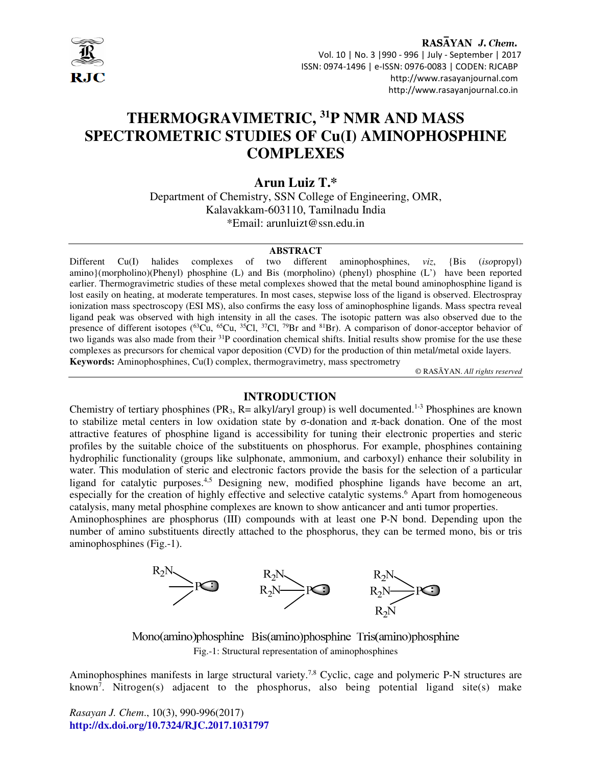# THERMOGRAVIMETRIC, $^{31}$P NMR AND MASS SPECTROMETRIC STUDIES OF Cu(I) AMINOPHOSPHINE COMPLEXES

**Arun Luiz T.***

Department of Chemistry, SSN College of Engineering, OMR, Kalavakkam-603110, Tamilnadu India

*Email: arunluizt@ssn.edu.in

## ABSTRACT

Different Cu(I) halides complexes of two different aminophosphines, *viz*, {Bis (*iso*propyl) amino}(morpholino)(Phenyl) phosphine (L) and Bis (morpholino) (phenyl) phosphine (L') have been reported earlier. Thermogravimetric studies of these metal complexes showed that the metal bound aminophosphine ligand is lost easily on heating, at moderate temperatures. In most cases, stepwise loss of the ligand is observed. Electrospray ionization mass spectroscopy (ESI MS), also confirms the easy loss of aminophosphine ligands. Mass spectra reveal ligand peak was observed with high intensity in all the cases. The isotopic pattern was also observed due to the presence of different isotopes ($^{63}$Cu, $^{65}$Cu, $^{35}$Cl, $^{37}$Cl, $^{79}$Br and $^{81}$Br). A comparison of donor-acceptor behavior of two ligands was also made from their $^{31}$P coordination chemical shifts. Initial results show promise for the use these complexes as precursors for chemical vapor deposition (CVD) for the production of thin metal/metal oxide layers.

**Keywords:** Aminophosphines, Cu(I) complex, thermogravimetry, mass spectrometry

© RASĀYAN. *All rights reserved*

## INTRODUCTION

Chemistry of tertiary phosphines ($PR_3$, R= alkyl/aryl group) is well documented.[1-3] Phosphines are known to stabilize metal centers in low oxidation state by σ-donation and π-back donation. One of the most attractive features of phosphine ligand is accessibility for tuning their electronic properties and steric profiles by the suitable choice of the substituents on phosphorus. For example, phosphines containing hydrophilic functionality (groups like sulphonate, ammonium, and carboxyl) enhance their solubility in water. This modulation of steric and electronic factors provide the basis for the selection of a particular ligand for catalytic purposes.[4,5] Designing new, modified phosphine ligands have become an art, especially for the creation of highly effective and selective catalytic systems.[6] Apart from homogeneous catalysis, many metal phosphine complexes are known to show anticancer and anti tumor properties.

Aminophosphines are phosphorus (III) compounds with at least one P-N bond. Depending upon the number of amino substituents directly attached to the phosphorus, they can be termed mono, bis or tris aminophosphines (Fig.-1).

Mono(amino)phosphine Bis(amino)phosphine Tris(amino)phosphine

Fig.-1: Structural representation of aminophosphines

Aminophosphines manifests in large structural variety.[7,8] Cyclic, cage and polymeric P-N structures are known[7]. Nitrogen(s) adjacent to the phosphorus, also being potential ligand site(s) make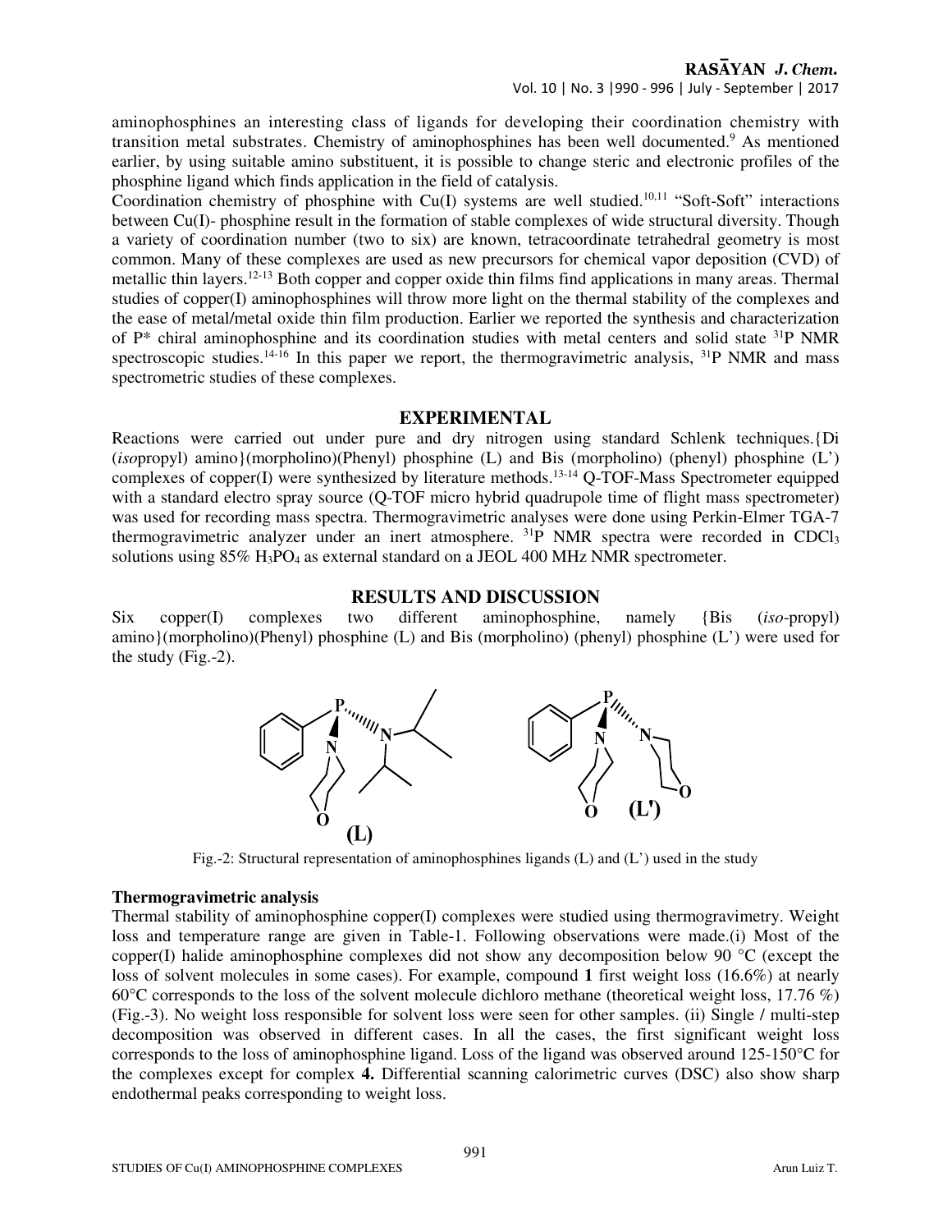aminophosphines an interesting class of ligands for developing their coordination chemistry with transition metal substrates. Chemistry of aminophosphines has been well documented.[9] As mentioned earlier, by using suitable amino substituent, it is possible to change steric and electronic profiles of the phosphine ligand which finds application in the field of catalysis.

Coordination chemistry of phosphine with Cu(I) systems are well studied.[10,11] "Soft-Soft" interactions between Cu(I)- phosphine result in the formation of stable complexes of wide structural diversity. Though a variety of coordination number (two to six) are known, tetracoordinate tetrahedral geometry is most common. Many of these complexes are used as new precursors for chemical vapor deposition (CVD) of metallic thin layers.[12-13] Both copper and copper oxide thin films find applications in many areas. Thermal studies of copper(I) aminophosphines will throw more light on the thermal stability of the complexes and the ease of metal/metal oxide thin film production. Earlier we reported the synthesis and characterization of P* chiral aminophosphine and its coordination studies with metal centers and solid state $^{31}$P NMR spectroscopic studies.[14-16] In this paper we report, the thermogravimetric analysis, $^{31}$P NMR and mass spectrometric studies of these complexes.

## EXPERIMENTAL

Reactions were carried out under pure and dry nitrogen using standard Schlenk techniques.{Di (*iso*propyl) amino}(morpholino)(Phenyl) phosphine (L) and Bis (morpholino) (phenyl) phosphine (L') complexes of copper(I) were synthesized by literature methods.[13-14] Q-TOF-Mass Spectrometer equipped with a standard electro spray source (Q-TOF micro hybrid quadrupole time of flight mass spectrometer) was used for recording mass spectra. Thermogravimetric analyses were done using Perkin-Elmer TGA-7 thermogravimetric analyzer under an inert atmosphere. $^{31}$P NMR spectra were recorded in $CDCl_3$ solutions using 85% $H_3PO_4$ as external standard on a JEOL 400 MHz NMR spectrometer.

## RESULTS AND DISCUSSION

Six copper(I) complexes two different aminophosphine, namely {Bis (*iso*-propyl) amino}(morpholino)(Phenyl) phosphine (L) and Bis (morpholino) (phenyl) phosphine (L') were used for the study (Fig.-2).

Fig.-2: Structural representation of aminophosphines ligands (L) and (L') used in the study

### Thermogravimetric analysis

Thermal stability of aminophosphine copper(I) complexes were studied using thermogravimetry. Weight loss and temperature range are given in Table-1. Following observations were made.(i) Most of the copper(I) halide aminophosphine complexes did not show any decomposition below 90 °C (except the loss of solvent molecules in some cases). For example, compound **1** first weight loss (16.6%) at nearly 60°C corresponds to the loss of the solvent molecule dichloro methane (theoretical weight loss, 17.76 %) (Fig.-3). No weight loss responsible for solvent loss were seen for other samples. (ii) Single / multi-step decomposition was observed in different cases. In all the cases, the first significant weight loss corresponds to the loss of aminophosphine ligand. Loss of the ligand was observed around 125-150°C for the complexes except for complex **4.** Differential scanning calorimetric curves (DSC) also show sharp endothermal peaks corresponding to weight loss.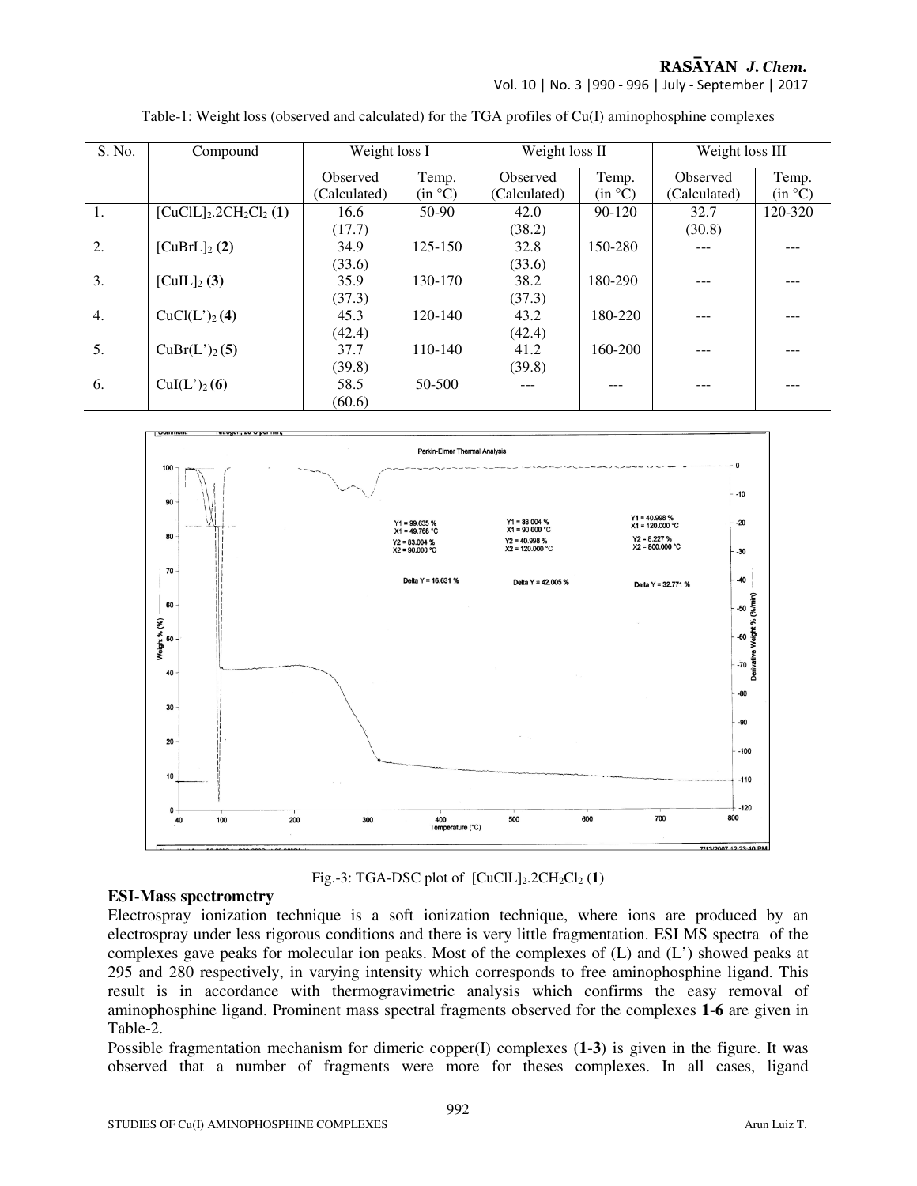Table-1: Weight loss (observed and calculated) for the TGA profiles of Cu(I) aminophosphine complexes

| S. No. | Compound | Weight loss I | | Weight loss II | | Weight loss III | |
|---|---|---|---|---|---|---|---|
| | | Observed (Calculated) | Temp. (in °C) | Observed (Calculated) | Temp. (in °C) | Observed (Calculated) | Temp. (in °C) |
| 1. | $[CuClL]_2.2CH_2Cl_2$ (**1**) | 16.6 (17.7) | 50-90 | 42.0 (38.2) | 90-120 | 32.7 (30.8) | 120-320 |
| 2. | $[CuBrL]_2$ (**2**) | 34.9 (33.6) | 125-150 | 32.8 (33.6) | 150-280 | --- | --- |
| 3. | $[CuIL]_2$ (**3**) | 35.9 (37.3) | 130-170 | 38.2 (37.3) | 180-290 | --- | --- |
| 4. | $CuCl(L')_2$ (**4**) | 45.3 (42.4) | 120-140 | 43.2 (42.4) | 180-220 | --- | --- |
| 5. | $CuBr(L')_2$ (**5**) | 37.7 (39.8) | 110-140 | 41.2 (39.8) | 160-200 | --- | --- |
| 6. | $CuI(L')_2$ (**6**) | 58.5 (60.6) | 50-500 | --- | --- | --- | --- |

Fig.-3: TGA-DSC plot of $[CuClL]_2.2CH_2Cl_2$ (**1**)

**ESI-Mass spectrometry**

Electrospray ionization technique is a soft ionization technique, where ions are produced by an electrospray under less rigorous conditions and there is very little fragmentation. ESI MS spectra of the complexes gave peaks for molecular ion peaks. Most of the complexes of (L) and (L') showed peaks at 295 and 280 respectively, in varying intensity which corresponds to free aminophosphine ligand. This result is in accordance with thermogravimetric analysis which confirms the easy removal of aminophosphine ligand. Prominent mass spectral fragments observed for the complexes **1**-**6** are given in Table-2.

Possible fragmentation mechanism for dimeric copper(I) complexes (**1**-**3**) is given in the figure. It was observed that a number of fragments were more for theses complexes. In all cases, ligand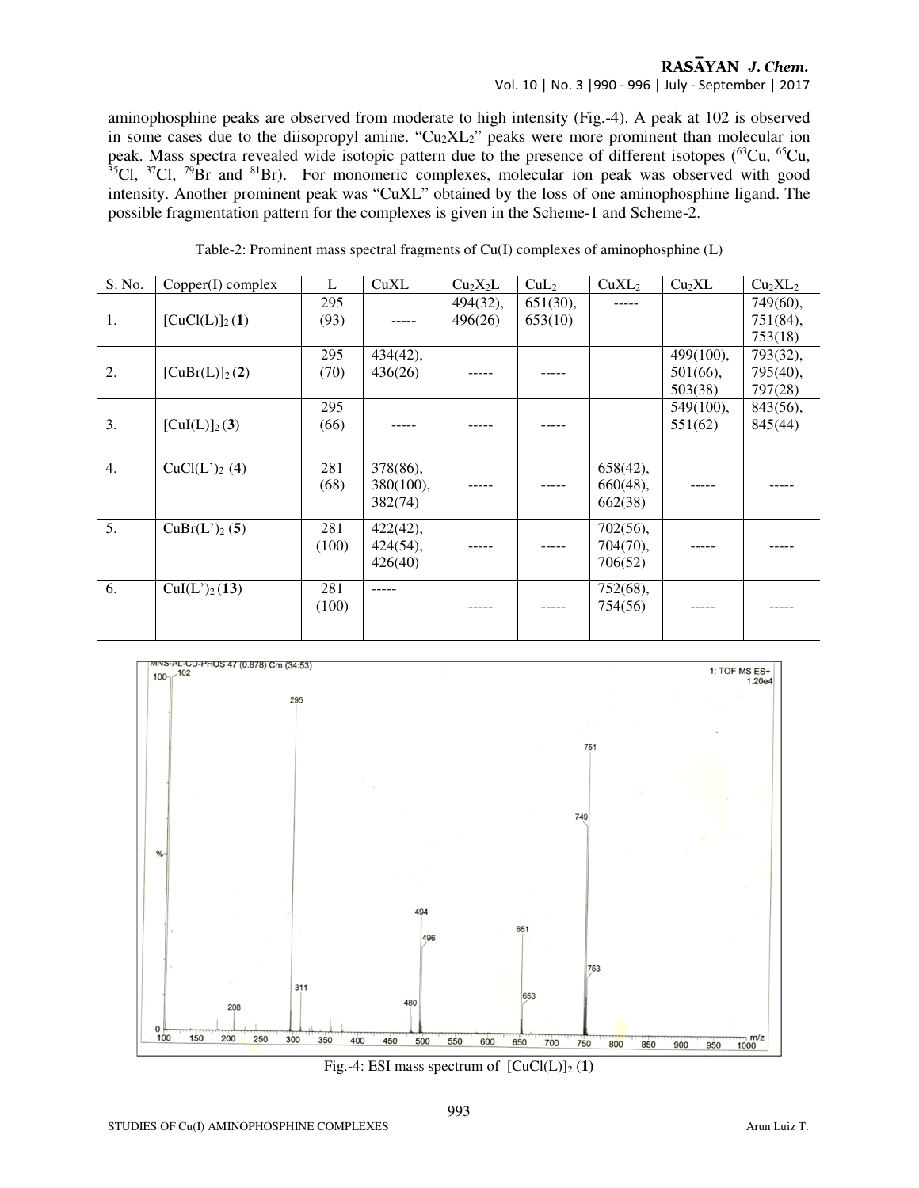aminophosphine peaks are observed from moderate to high intensity (Fig.-4). A peak at 102 is observed in some cases due to the diisopropyl amine. "$Cu_2XL_2$" peaks were more prominent than molecular ion peak. Mass spectra revealed wide isotopic pattern due to the presence of different isotopes ($^{63}Cu$, $^{65}Cu$, $^{35}Cl$, $^{37}Cl$, $^{79}Br$ and $^{81}Br$). For monomeric complexes, molecular ion peak was observed with good intensity. Another prominent peak was "CuXL" obtained by the loss of one aminophosphine ligand. The possible fragmentation pattern for the complexes is given in the Scheme-1 and Scheme-2.

Table-2: Prominent mass spectral fragments of Cu(I) complexes of aminophosphine (L)

| S. No. | Copper(I) complex | L | CuXL | $Cu_2X_2L$ | $CuL_2$ | $CuXL_2$ | $Cu_2XL$ | $Cu_2XL_2$ |
|---|---|---|---|---|---|---|---|---|
| 1. | $[CuCl(L)]_2$ (**1**) | 295 (93) | ----- | 494(32), 496(26) | 651(30), 653(10) | ----- | | 749(60), 751(84), 753(18) |
| 2. | $[CuBr(L)]_2$ (**2**) | 295 (70) | 434(42), 436(26) | ----- | ----- | | 499(100), 501(66), 503(38) | 793(32), 795(40), 797(28) |
| 3. | $[CuI(L)]_2$ (**3**) | 295 (66) | ----- | ----- | ----- | | 549(100), 551(62) | 843(56), 845(44) |
| 4. | $CuCl(L')_2$ (**4**) | 281 (68) | 378(86), 380(100), 382(74) | ----- | ----- | 658(42), 660(48), 662(38) | ----- | ----- |
| 5. | $CuBr(L')_2$ (**5**) | 281 (100) | 422(42), 424(54), 426(40) | ----- | ----- | 702(56), 704(70), 706(52) | ----- | ----- |
| 6. | $CuI(L')_2$ (**13**) | 281 (100) | ----- | ----- | ----- | 752(68), 754(56) | ----- | ----- |

Fig.-4: ESI mass spectrum of $[CuCl(L)]_2$ (**1**)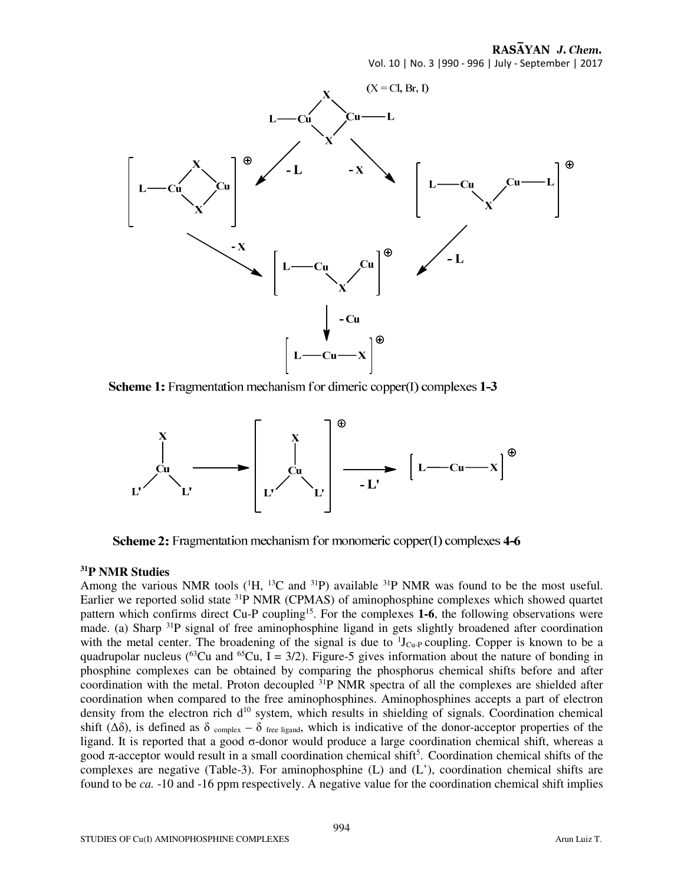**Scheme 1:** Fragmentation mechanism for dimeric copper(I) complexes **1-3**

**Scheme 2:** Fragmentation mechanism for monomeric copper(I) complexes **4-6**

### $^{31}$P NMR Studies

Among the various NMR tools ($^{1}$H, $^{13}$C and $^{31}$P) available $^{31}$P NMR was found to be the most useful. Earlier we reported solid state $^{31}$P NMR (CPMAS) of aminophosphine complexes which showed quartet pattern which confirms direct Cu-P coupling[15]. For the complexes **1-6**, the following observations were made. (a) Sharp $^{31}$P signal of free aminophosphine ligand in gets slightly broadened after coordination with the metal center. The broadening of the signal is due to $^{1}J_{Cu\text{-}P}$ coupling. Copper is known to be a quadrupolar nucleus ($^{63}$Cu and $^{65}$Cu, I = 3/2). Figure-5 gives information about the nature of bonding in phosphine complexes can be obtained by comparing the phosphorus chemical shifts before and after coordination with the metal. Proton decoupled $^{31}$P NMR spectra of all the complexes are shielded after coordination when compared to the free aminophosphines. Aminophosphines accepts a part of electron density from the electron rich d$^{10}$ system, which results in shielding of signals. Coordination chemical shift ($\Delta\delta$), is defined as $\delta_{\text{complex}} - \delta_{\text{free ligand}}$, which is indicative of the donor-acceptor properties of the ligand. It is reported that a good σ-donor would produce a large coordination chemical shift, whereas a good π-acceptor would result in a small coordination chemical shift[5]. Coordination chemical shifts of the complexes are negative (Table-3). For aminophosphine (L) and (L'), coordination chemical shifts are found to be *ca.* -10 and -16 ppm respectively. A negative value for the coordination chemical shift implies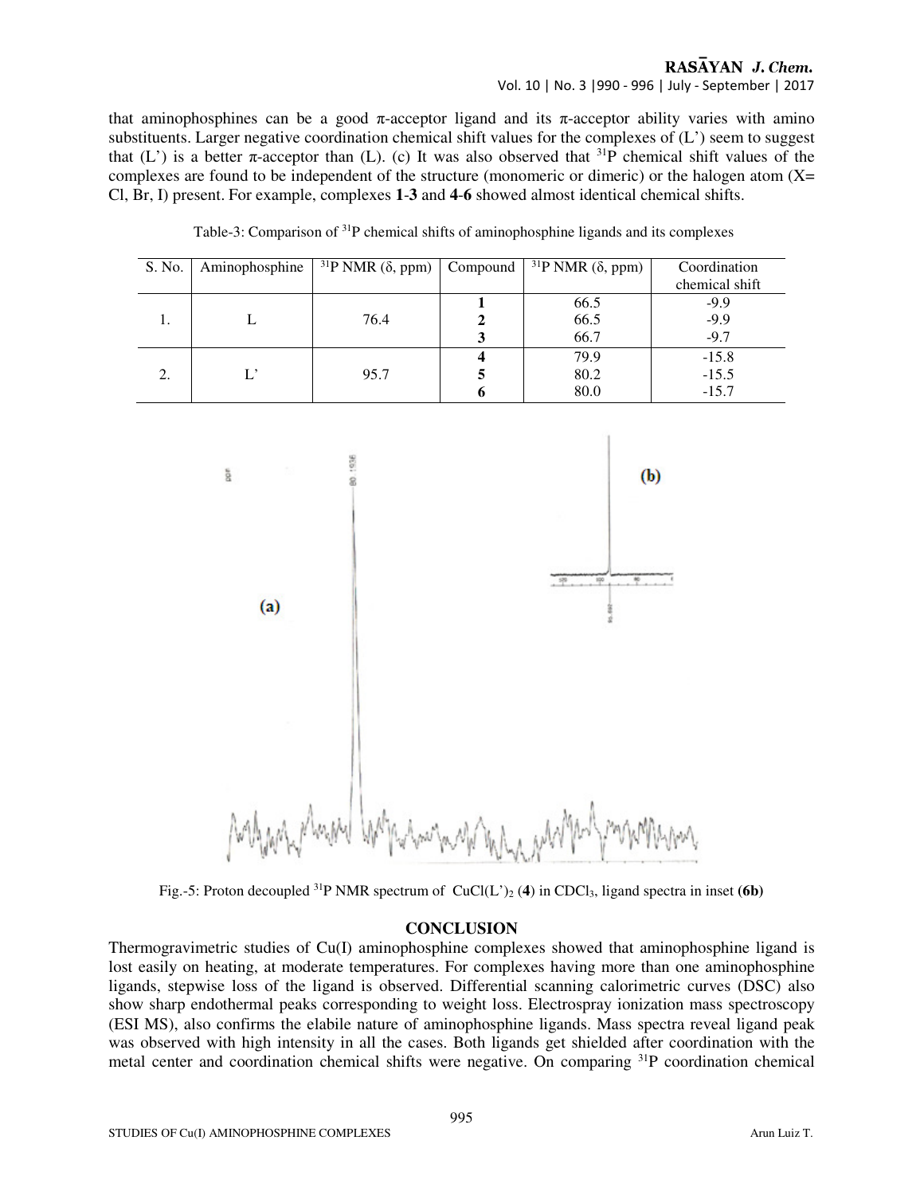that aminophosphines can be a good π-acceptor ligand and its π-acceptor ability varies with amino substituents. Larger negative coordination chemical shift values for the complexes of (L') seem to suggest that (L') is a better π-acceptor than (L). (c) It was also observed that $^{31}P$ chemical shift values of the complexes are found to be independent of the structure (monomeric or dimeric) or the halogen atom (X= Cl, Br, I) present. For example, complexes **1**-**3** and **4**-**6** showed almost identical chemical shifts.

Table-3: Comparison of $^{31}P$ chemical shifts of aminophosphine ligands and its complexes

| S. No. | Aminophosphine | $^{31}P$ NMR (δ, ppm) | Compound | $^{31}P$ NMR (δ, ppm) | Coordination chemical shift |
|---|---|---|---|---|---|
| 1. | L | 76.4 | **1** | 66.5 | -9.9 |
| | | | **2** | 66.5 | -9.9 |
| | | | **3** | 66.7 | -9.7 |
| 2. | L' | 95.7 | **4** | 79.9 | -15.8 |
| | | | **5** | 80.2 | -15.5 |
| | | | **6** | 80.0 | -15.7 |

Fig.-5: Proton decoupled $^{31}P$ NMR spectrum of $CuCl(L')_2$ (**4**) in $CDCl_3$, ligand spectra in inset **(6b)**

## CONCLUSION

Thermogravimetric studies of Cu(I) aminophosphine complexes showed that aminophosphine ligand is lost easily on heating, at moderate temperatures. For complexes having more than one aminophosphine ligands, stepwise loss of the ligand is observed. Differential scanning calorimetric curves (DSC) also show sharp endothermal peaks corresponding to weight loss. Electrospray ionization mass spectroscopy (ESI MS), also confirms the elabile nature of aminophosphine ligands. Mass spectra reveal ligand peak was observed with high intensity in all the cases. Both ligands get shielded after coordination with the metal center and coordination chemical shifts were negative. On comparing $^{31}P$ coordination chemical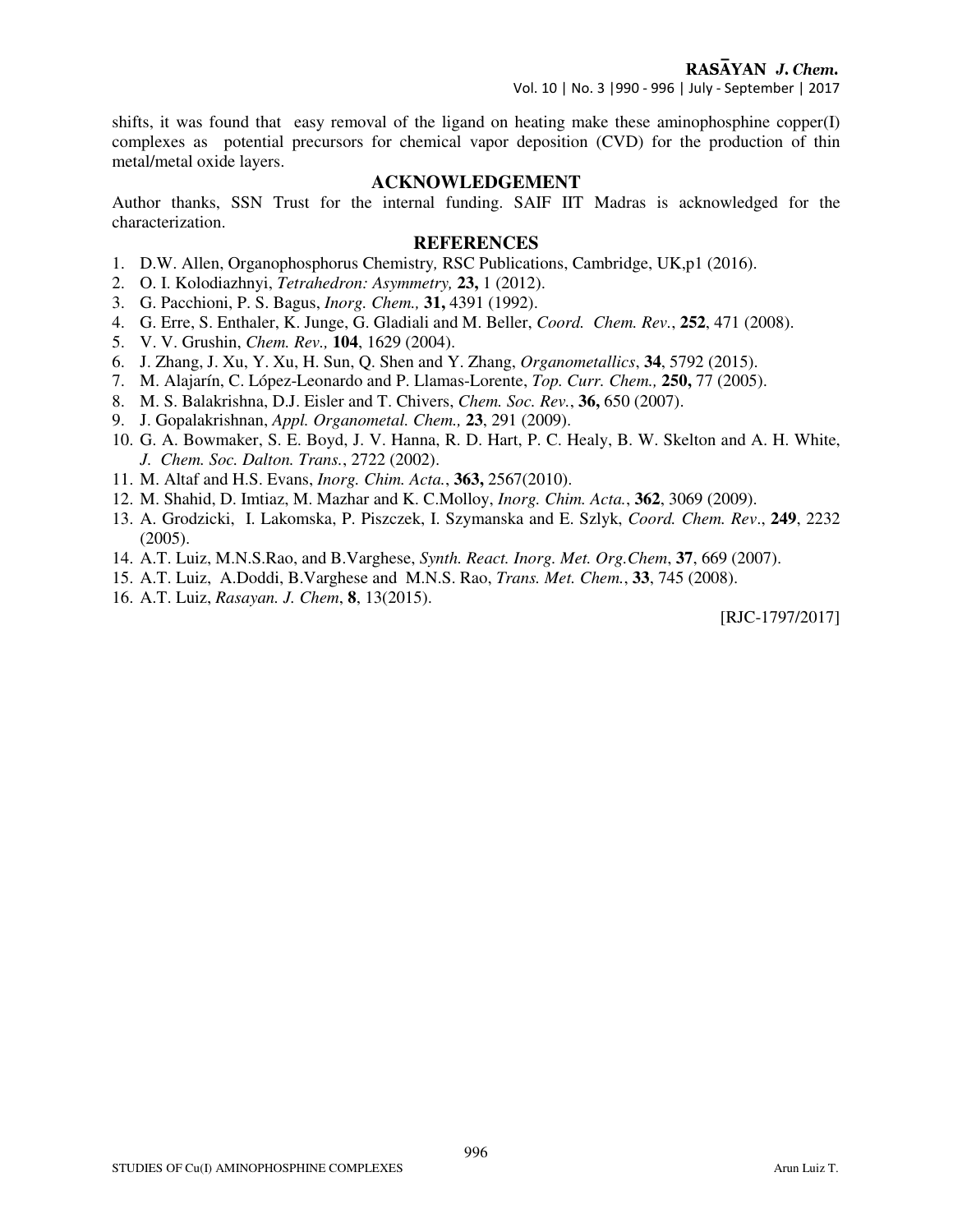shifts, it was found that easy removal of the ligand on heating make these aminophosphine copper(I) complexes as potential precursors for chemical vapor deposition (CVD) for the production of thin metal/metal oxide layers.

## ACKNOWLEDGEMENT

Author thanks, SSN Trust for the internal funding. SAIF IIT Madras is acknowledged for the characterization.

## REFERENCES

1. D.W. Allen, Organophosphorus Chemistry, RSC Publications, Cambridge, UK,p1 (2016).
2. O. I. Kolodiazhnyi, *Tetrahedron: Asymmetry,* **23,** 1 (2012).
3. G. Pacchioni, P. S. Bagus, *Inorg. Chem.,* **31,** 4391 (1992).
4. G. Erre, S. Enthaler, K. Junge, G. Gladiali and M. Beller, *Coord. Chem. Rev.*, **252**, 471 (2008).
5. V. V. Grushin, *Chem. Rev.,* **104**, 1629 (2004).
6. J. Zhang, J. Xu, Y. Xu, H. Sun, Q. Shen and Y. Zhang, *Organometallics*, **34**, 5792 (2015).
7. M. Alajarín, C. López-Leonardo and P. Llamas-Lorente, *Top. Curr. Chem.,* **250,** 77 (2005).
8. M. S. Balakrishna, D.J. Eisler and T. Chivers, *Chem. Soc. Rev.*, **36,** 650 (2007).
9. J. Gopalakrishnan, *Appl. Organometal. Chem.,* **23**, 291 (2009).
10. G. A. Bowmaker, S. E. Boyd, J. V. Hanna, R. D. Hart, P. C. Healy, B. W. Skelton and A. H. White, *J. Chem. Soc. Dalton. Trans.*, 2722 (2002).
11. M. Altaf and H.S. Evans, *Inorg. Chim. Acta.*, **363,** 2567(2010).
12. M. Shahid, D. Imtiaz, M. Mazhar and K. C.Molloy, *Inorg. Chim. Acta.*, **362**, 3069 (2009).
13. A. Grodzicki, I. Lakomska, P. Piszczek, I. Szymanska and E. Szlyk, *Coord. Chem. Rev*., **249**, 2232 (2005).
14. A.T. Luiz, M.N.S.Rao, and B.Varghese, *Synth. React. Inorg. Met. Org.Chem*, **37**, 669 (2007).
15. A.T. Luiz, A.Doddi, B.Varghese and M.N.S. Rao, *Trans. Met. Chem.*, **33**, 745 (2008).
16. A.T. Luiz, *Rasayan. J. Chem*, **8**, 13(2015).

[RJC-1797/2017]